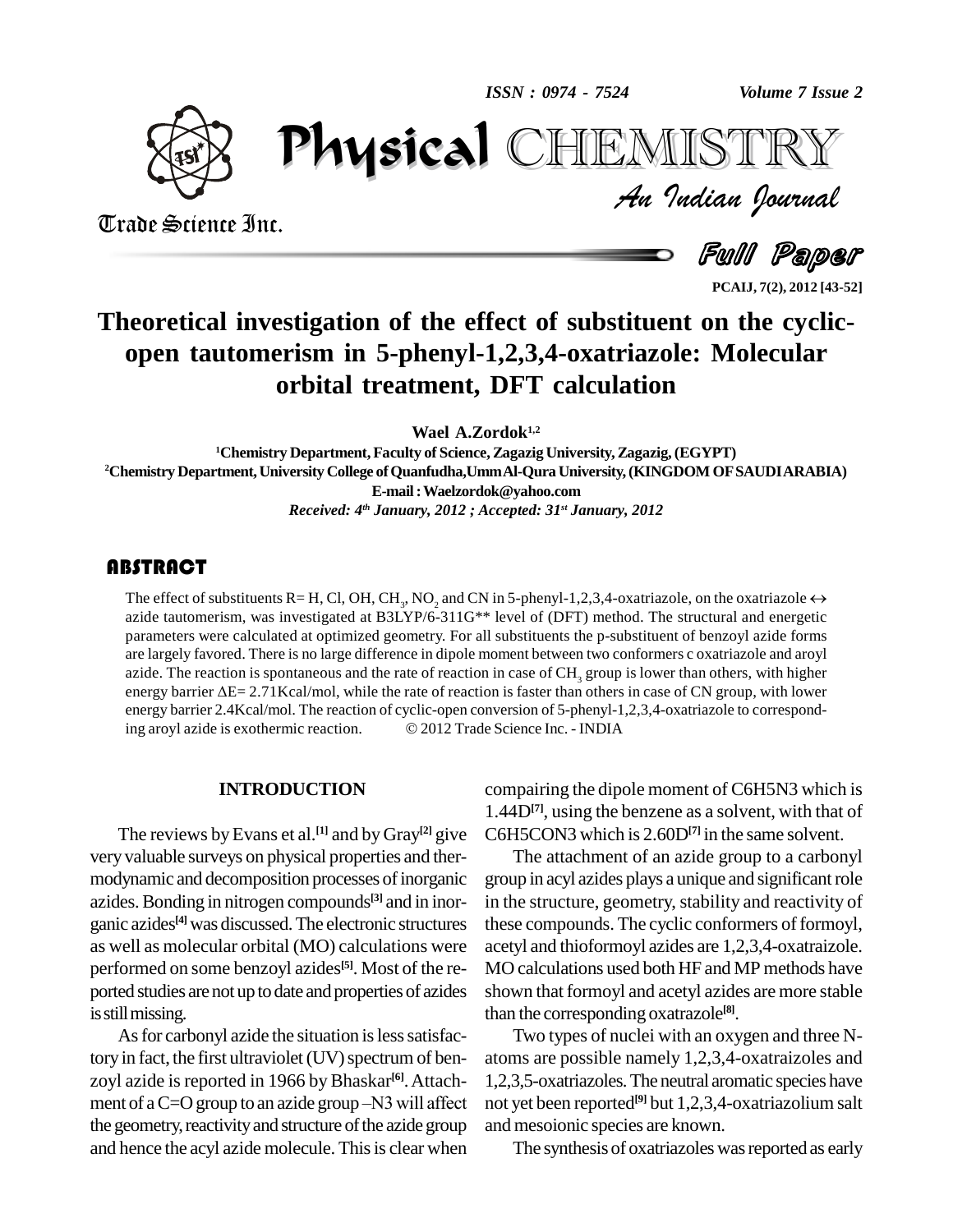# Theoretical investigation of the effect of substituent on the cyclic-open tautomerism in 5-phenyl-1,2,3,4-oxatriazole: Molecular orbital treatment, DFT calculation

**Wael A.Zordok[1,2]**

[1]Chemistry Department, Faculty of Science, Zagazig University, Zagazig, (EGYPT)

[2]Chemistry Department, University College of Quanfudha, Umm Al-Qura University, (KINGDOM OF SAUDI ARABIA)

E-mail : Waelzordok@yahoo.com

*Received: 4th January, 2012 ; Accepted: 31st January, 2012*

## ABSTRACT

The effect of substituents R= H, Cl, OH, $CH_3$, $NO_2$ and CN in 5-phenyl-1,2,3,4-oxatriazole, on the oxatriazole ↔ azide tautomerism, was investigated at B3LYP/6-311G** level of (DFT) method. The structural and energetic parameters were calculated at optimized geometry. For all substituents the p-substituent of benzoyl azide forms are largely favored. There is no large difference in dipole moment between two conformers c oxatriazole and aroyl azide. The reaction is spontaneous and the rate of reaction in case of $CH_3$ group is lower than others, with higher energy barrier $\Delta E$= 2.71Kcal/mol, while the rate of reaction is faster than others in case of CN group, with lower energy barrier 2.4Kcal/mol. The reaction of cyclic-open conversion of 5-phenyl-1,2,3,4-oxatriazole to corresponding aroyl azide is exothermic reaction. © 2012 Trade Science Inc. - INDIA

## INTRODUCTION

The reviews by Evans et al.[1] and by Gray[2] give very valuable surveys on physical properties and thermodynamic and decomposition processes of inorganic azides. Bonding in nitrogen compounds[3] and in inorganic azides[4] was discussed. The electronic structures as well as molecular orbital (MO) calculations were performed on some benzoyl azides[5]. Most of the reported studies are not up to date and properties of azides is still missing.

As for carbonyl azide the situation is less satisfactory in fact, the first ultraviolet (UV) spectrum of benzoyl azide is reported in 1966 by Bhaskar[6]. Attachment of a C=O group to an azide group –N3 will affect the geometry, reactivity and structure of the azide group and hence the acyl azide molecule. This is clear when compairing the dipole moment of C6H5N3 which is 1.44D[7], using the benzene as a solvent, with that of C6H5CON3 which is 2.60D[7] in the same solvent.

The attachment of an azide group to a carbonyl group in acyl azides plays a unique and significant role in the structure, geometry, stability and reactivity of these compounds. The cyclic conformers of formoyl, acetyl and thioformoyl azides are 1,2,3,4-oxatraizole. MO calculations used both HF and MP methods have shown that formoyl and acetyl azides are more stable than the corresponding oxatrazole[8].

Two types of nuclei with an oxygen and three N-atoms are possible namely 1,2,3,4-oxatraizoles and 1,2,3,5-oxatriazoles. The neutral aromatic species have not yet been reported[9] but 1,2,3,4-oxatriazolium salt and mesoionic species are known.

The synthesis of oxatriazoles was reported as early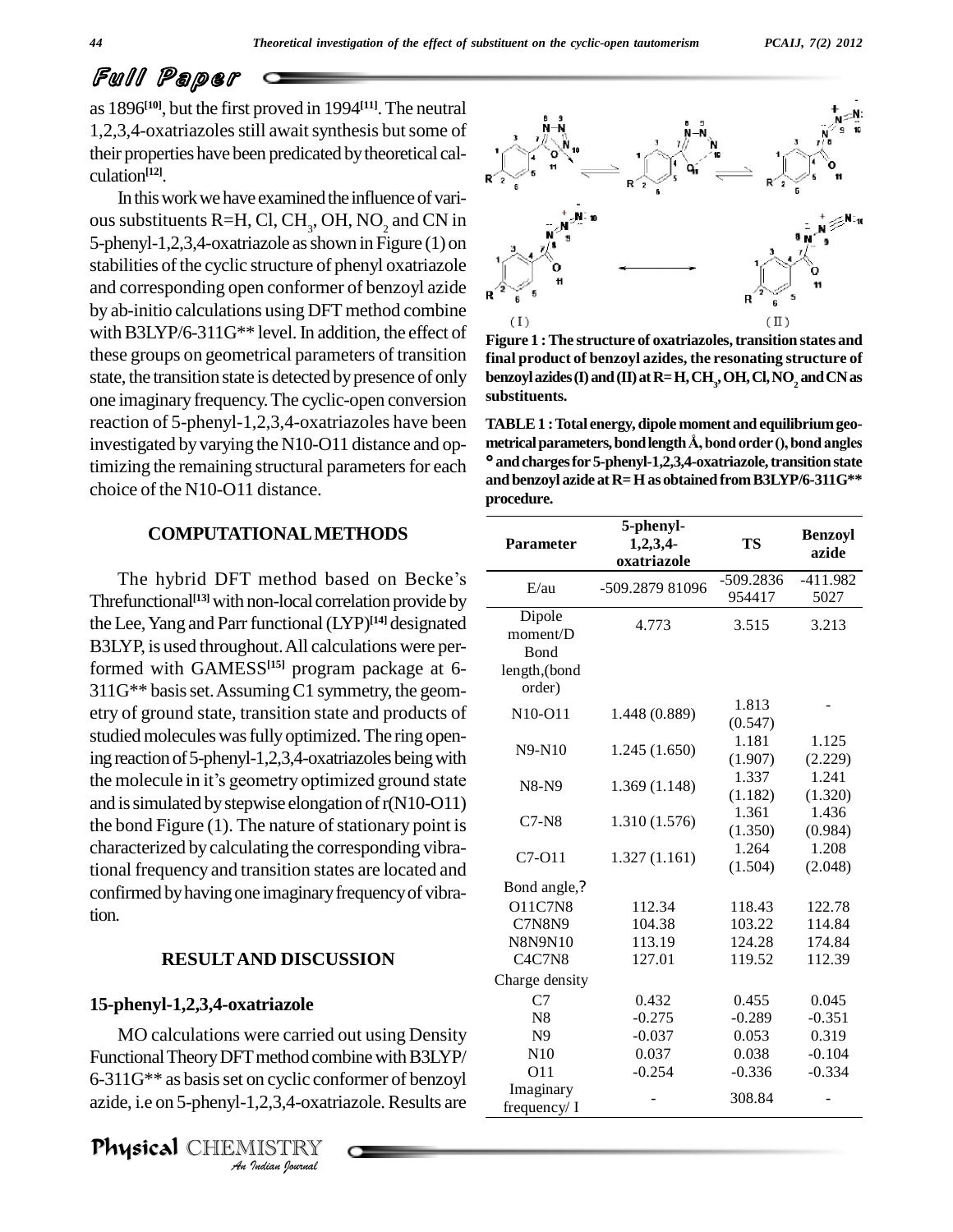as 1896[10], but the first proved in 1994[11]. The neutral 1,2,3,4-oxatriazoles still await synthesis but some of their properties have been predicated by theoretical calculation[12].

In this work we have examined the influence of various substituents R=H, Cl, $CH_3$, OH, $NO_2$ and CN in 5-phenyl-1,2,3,4-oxatriazole as shown in Figure (1) on stabilities of the cyclic structure of phenyl oxatriazole and corresponding open conformer of benzoyl azide by ab-initio calculations using DFT method combine with B3LYP/6-311G** level. In addition, the effect of these groups on geometrical parameters of transition state, the transition state is detected by presence of only one imaginary frequency. The cyclic-open conversion reaction of 5-phenyl-1,2,3,4-oxatriazoles have been investigated by varying the N10-O11 distance and optimizing the remaining structural parameters for each choice of the N10-O11 distance.

**Figure 1 : The structure of oxatriazoles, transition states and final product of benzoyl azides, the resonating structure of benzoyl azides (I) and (II) at R= H, $CH_3$, OH, Cl, $NO_2$ and CN as substituents.**

## COMPUTATIONAL METHODS

The hybrid DFT method based on Becke's Threfunctional[13] with non-local correlation provide by the Lee, Yang and Parr functional (LYP)[14] designated B3LYP, is used throughout. All calculations were performed with GAMESS[15] program package at 6-311G** basis set. Assuming C1 symmetry, the geometry of ground state, transition state and products of studied molecules was fully optimized. The ring opening reaction of 5-phenyl-1,2,3,4-oxatriazoles being with the molecule in it's geometry optimized ground state and is simulated by stepwise elongation of r(N10-O11) the bond Figure (1). The nature of stationary point is characterized by calculating the corresponding vibrational frequency and transition states are located and confirmed by having one imaginary frequency of vibration.

**TABLE 1 : Total energy, dipole moment and equilibrium geometrical parameters, bond length Å, bond order (), bond angles ° and charges for 5-phenyl-1,2,3,4-oxatriazole, transition state and benzoyl azide at R= H as obtained from B3LYP/6-311G** procedure.**

| Parameter | 5-phenyl-1,2,3,4-oxatriazole | TS | Benzoyl azide |
|---|---|---|---|
| E/au | -509.2879 81096 | -509.2836 954417 | -411.982 5027 |
| Dipole moment/D | 4.773 | 3.515 | 3.213 |
| Bond length,(bond order) | | | |
| N10-O11 | 1.448 (0.889) | 1.813 (0.547) | - |
| N9-N10 | 1.245 (1.650) | 1.181 (1.907) | 1.125 (2.229) |
| N8-N9 | 1.369 (1.148) | 1.337 (1.182) | 1.241 (1.320) |
| C7-N8 | 1.310 (1.576) | 1.361 (1.350) | 1.436 (0.984) |
| C7-O11 | 1.327 (1.161) | 1.264 (1.504) | 1.208 (2.048) |
| Bond angle,? | | | |
| O11C7N8 | 112.34 | 118.43 | 122.78 |
| C7N8N9 | 104.38 | 103.22 | 114.84 |
| N8N9N10 | 113.19 | 124.28 | 174.84 |
| C4C7N8 | 127.01 | 119.52 | 112.39 |
| Charge density | | | |
| C7 | 0.432 | 0.455 | 0.045 |
| N8 | -0.275 | -0.289 | -0.351 |
| N9 | -0.037 | 0.053 | 0.319 |
| N10 | 0.037 | 0.038 | -0.104 |
| O11 | -0.254 | -0.336 | -0.334 |
| Imaginary frequency/ I | - | 308.84 | - |

## RESULT AND DISCUSSION

### 15-phenyl-1,2,3,4-oxatriazole

MO calculations were carried out using Density Functional Theory DFT method combine with B3LYP/6-311G** as basis set on cyclic conformer of benzoyl azide, i.e on 5-phenyl-1,2,3,4-oxatriazole. Results are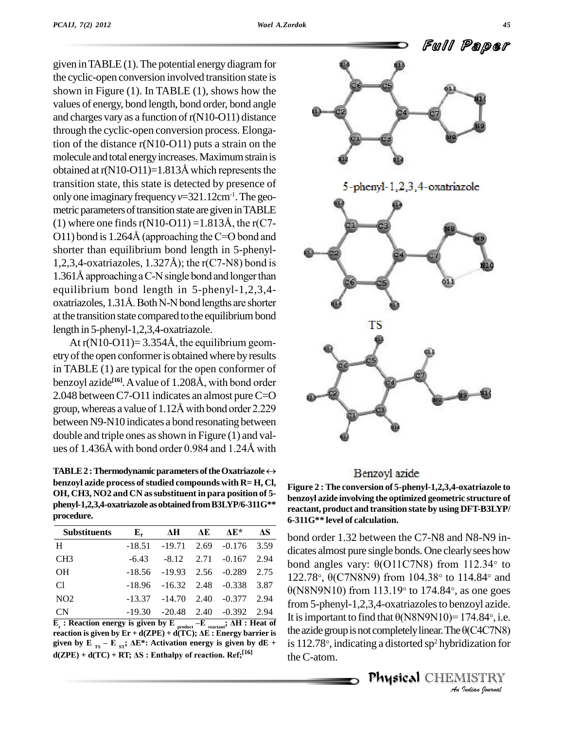given in TABLE (1). The potential energy diagram for the cyclic-open conversion involved transition state is shown in Figure (1). In TABLE (1), shows how the values of energy, bond length, bond order, bond angle and charges vary as a function of r(N10-O11) distance through the cyclic-open conversion process. Elongation of the distance r(N10-O11) puts a strain on the molecule and total energy increases. Maximum strain is obtained at r(N10-O11)=1.813Å which represents the transition state, this state is detected by presence of only one imaginary frequency $v$=321.12cm$^{-1}$. The geometric parameters of transition state are given in TABLE (1) where one finds r(N10-O11) =1.813Å, the r(C7-O11) bond is 1.264Å (approaching the C=O bond and shorter than equilibrium bond length in 5-phenyl-1,2,3,4-oxatriazoles, 1.327Å); the r(C7-N8) bond is 1.361Å approaching a C-N single bond and longer than equilibrium bond length in 5-phenyl-1,2,3,4-oxatriazoles, 1.31Å. Both N-N bond lengths are shorter at the transition state compared to the equilibrium bond length in 5-phenyl-1,2,3,4-oxatriazole.

At r(N10-O11)= 3.354Å, the equilibrium geometry of the open conformer is obtained where by results in TABLE (1) are typical for the open conformer of benzoyl azide[16]. A value of 1.208Å, with bond order 2.048 between C7-O11 indicates an almost pure C=O group, whereas a value of 1.12Å with bond order 2.229 between N9-N10 indicates a bond resonating between double and triple ones as shown in Figure (1) and values of 1.436Å with bond order 0.984 and 1.24Å with bond order 1.32 between the C7-N8 and N8-N9 indicates almost pure single bonds. One clearly sees how bond angles vary: θ(O11C7N8) from 112.34° to 122.78°, θ(C7N8N9) from 104.38° to 114.84° and θ(N8N9N10) from 113.19° to 174.84°, as one goes from 5-phenyl-1,2,3,4-oxatriazoles to benzoyl azide. It is important to find that θ(N8N9N10)= 174.84°, i.e. the azide group is not completely linear. The θ(C4C7N8) is 112.78°, indicating a distorted sp$^2$ hybridization for the C-atom.

**TABLE 2 : Thermodynamic parameters of the Oxatriazole ↔ benzoyl azide process of studied compounds with R= H, Cl, OH, CH3, NO2 and CN as substituent in para position of 5-phenyl-1,2,3,4-oxatriazole as obtained from B3LYP/6-311G\*\* procedure.**

| Substituents | $E_r$ | ΔH | ΔE | ΔE* | ΔS |
|---|---|---|---|---|---|
| H | -18.51 | -19.71 | 2.69 | -0.176 | 3.59 |
| CH3 | -6.43 | -8.12 | 2.71 | -0.167 | 2.94 |
| OH | -18.56 | -19.93 | 2.56 | -0.289 | 2.75 |
| Cl | -18.96 | -16.32 | 2.48 | -0.338 | 3.87 |
| NO2 | -13.37 | -14.70 | 2.40 | -0.377 | 2.94 |
| CN | -19.30 | -20.48 | 2.40 | -0.392 | 2.94 |

**$E_r$ : Reaction energy is given by $E_{product} - E_{reactant}$; ΔH : Heat of reaction is given by Er + d(ZPE) + d(TC); ΔE : Energy barrier is given by $E_{TS} - E_{ST}$; ΔE\*: Activation energy is given by dE + d(ZPE) + d(TC) + RT; ΔS : Enthalpy of reaction. Ref;[16]**

5-phenyl-1,2,3,4-oxatriazole

TS

Benzoyl azide

**Figure 2 : The conversion of 5-phenyl-1,2,3,4-oxatriazole to benzoyl azide involving the optimized geometric structure of reactant, product and transition state by using DFT-B3LYP/ 6-311G\*\* level of calculation.**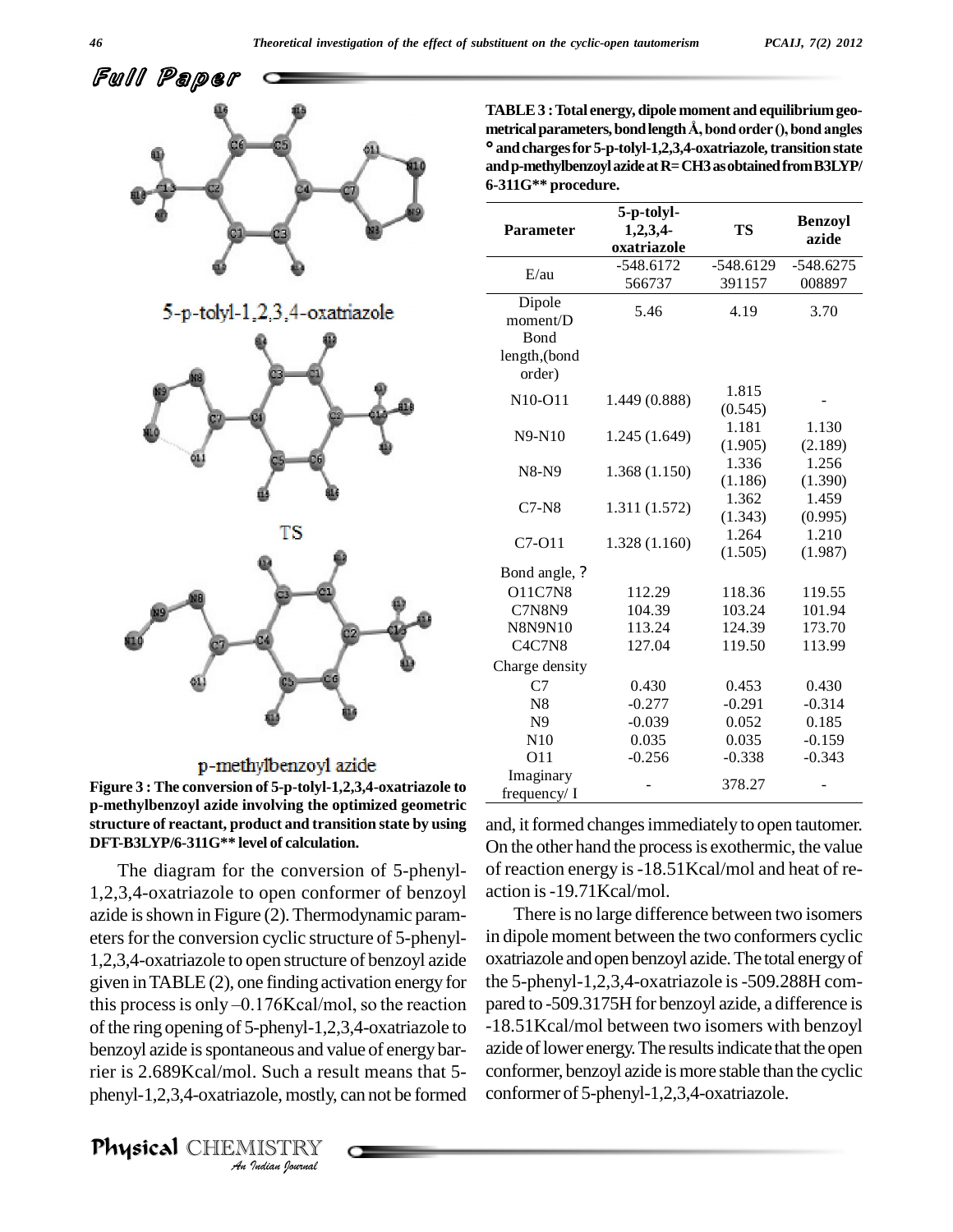Full Paper

5-p-tolyl-1,2,3,4-oxatriazole

TS

p-methylbenzoyl azide

**Figure 3 : The conversion of 5-p-tolyl-1,2,3,4-oxatriazole to p-methylbenzoyl azide involving the optimized geometric structure of reactant, product and transition state by using DFT-B3LYP/6-311G** level of calculation.**

The diagram for the conversion of 5-phenyl-1,2,3,4-oxatriazole to open conformer of benzoyl azide is shown in Figure (2). Thermodynamic parameters for the conversion cyclic structure of 5-phenyl-1,2,3,4-oxatriazole to open structure of benzoyl azide given in TABLE (2), one finding activation energy for this process is only –0.176Kcal/mol, so the reaction of the ring opening of 5-phenyl-1,2,3,4-oxatriazole to benzoyl azide is spontaneous and value of energy barrier is 2.689Kcal/mol. Such a result means that 5-phenyl-1,2,3,4-oxatriazole, mostly, can not be formed and, it formed changes immediately to open tautomer. On the other hand the process is exothermic, the value of reaction energy is -18.51Kcal/mol and heat of reaction is -19.71Kcal/mol.

**TABLE 3 : Total energy, dipole moment and equilibrium geometrical parameters, bond length Å, bond order (), bond angles ° and charges for 5-p-tolyl-1,2,3,4-oxatriazole, transition state and p-methylbenzoyl azide at R= CH3 as obtained from B3LYP/6-311G** procedure.**

| Parameter | 5-p-tolyl-1,2,3,4-oxatriazole | TS | Benzoyl azide |
|---|---|---|---|
| E/au | -548.6172566737 | -548.6129391157 | -548.6275008897 |
| Dipole moment/D | 5.46 | 4.19 | 3.70 |
| Bond length,(bond order) | | | |
| N10-O11 | 1.449 (0.888) | 1.815 (0.545) | - |
| N9-N10 | 1.245 (1.649) | 1.181 (1.905) | 1.130 (2.189) |
| N8-N9 | 1.368 (1.150) | 1.336 (1.186) | 1.256 (1.390) |
| C7-N8 | 1.311 (1.572) | 1.362 (1.343) | 1.459 (0.995) |
| C7-O11 | 1.328 (1.160) | 1.264 (1.505) | 1.210 (1.987) |
| Bond angle, ? | | | |
| O11C7N8 | 112.29 | 118.36 | 119.55 |
| C7N8N9 | 104.39 | 103.24 | 101.94 |
| N8N9N10 | 113.24 | 124.39 | 173.70 |
| C4C7N8 | 127.04 | 119.50 | 113.99 |
| Charge density | | | |
| C7 | 0.430 | 0.453 | 0.430 |
| N8 | -0.277 | -0.291 | -0.314 |
| N9 | -0.039 | 0.052 | 0.185 |
| N10 | 0.035 | 0.035 | -0.159 |
| O11 | -0.256 | -0.338 | -0.343 |
| Imaginary frequency/ I | - | 378.27 | - |

There is no large difference between two isomers in dipole moment between the two conformers cyclic oxatriazole and open benzoyl azide. The total energy of the 5-phenyl-1,2,3,4-oxatriazole is -509.288H compared to -509.3175H for benzoyl azide, a difference is -18.51Kcal/mol between two isomers with benzoyl azide of lower energy. The results indicate that the open conformer, benzoyl azide is more stable than the cyclic conformer of 5-phenyl-1,2,3,4-oxatriazole.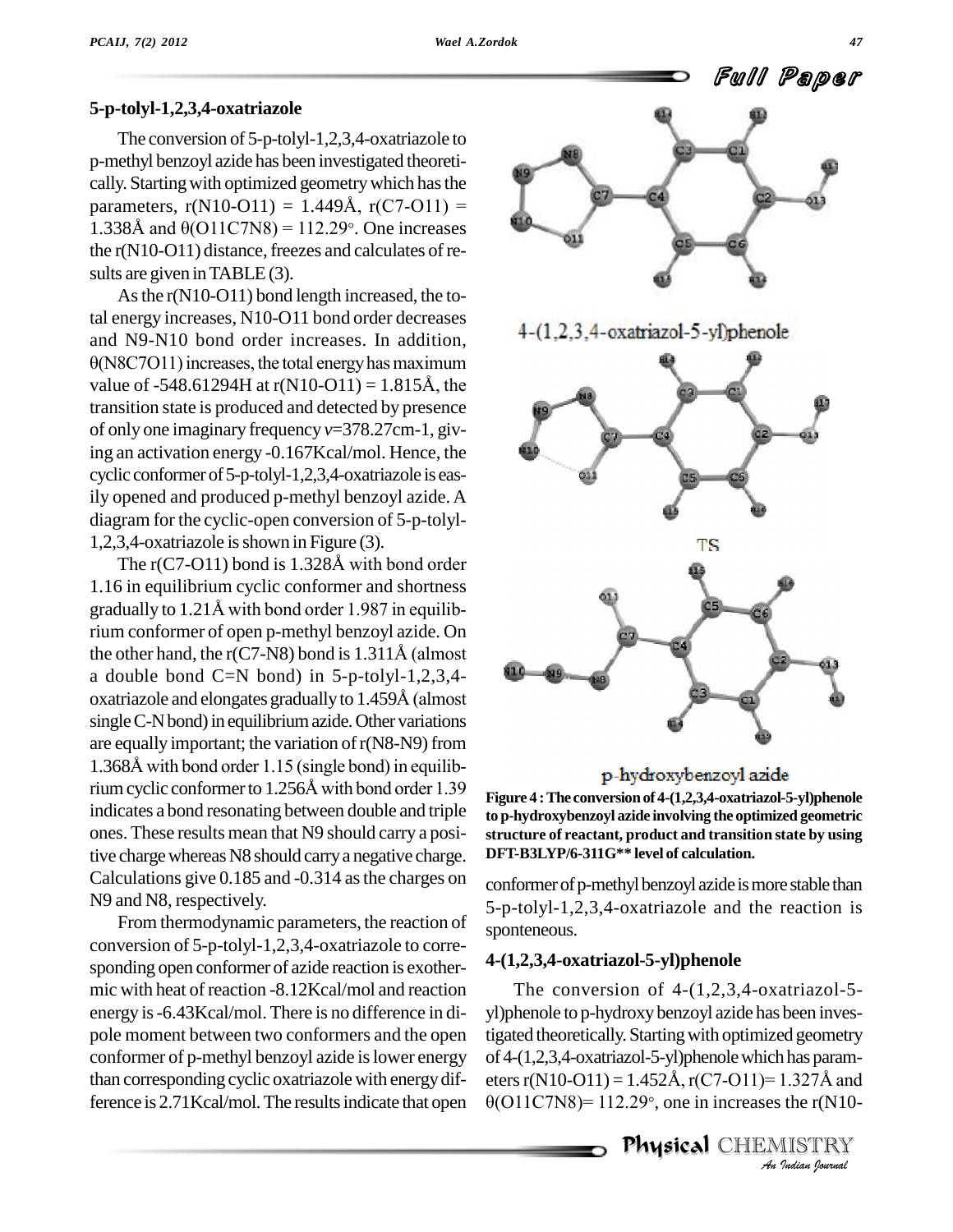### 5-p-tolyl-1,2,3,4-oxatriazole

The conversion of 5-p-tolyl-1,2,3,4-oxatriazole to p-methyl benzoyl azide has been investigated theoretically. Starting with optimized geometry which has the parameters, r(N10-O11) = 1.449Å, r(C7-O11) = 1.338Å and θ(O11C7N8) = 112.29°. One increases the r(N10-O11) distance, freezes and calculates of results are given in TABLE (3).

As the r(N10-O11) bond length increased, the total energy increases, N10-O11 bond order decreases and N9-N10 bond order increases. In addition, θ(N8C7O11) increases, the total energy has maximum value of -548.61294H at r(N10-O11) = 1.815Å, the transition state is produced and detected by presence of only one imaginary frequency $v$=378.27cm-1, giving an activation energy -0.167Kcal/mol. Hence, the cyclic conformer of 5-p-tolyl-1,2,3,4-oxatriazole is easily opened and produced p-methyl benzoyl azide. A diagram for the cyclic-open conversion of 5-p-tolyl-1,2,3,4-oxatriazole is shown in Figure (3).

The r(C7-O11) bond is 1.328Å with bond order 1.16 in equilibrium cyclic conformer and shortness gradually to 1.21Å with bond order 1.987 in equilibrium conformer of open p-methyl benzoyl azide. On the other hand, the r(C7-N8) bond is 1.311Å (almost a double bond C=N bond) in 5-p-tolyl-1,2,3,4-oxatriazole and elongates gradually to 1.459Å (almost single C-N bond) in equilibrium azide. Other variations are equally important; the variation of r(N8-N9) from 1.368Å with bond order 1.15 (single bond) in equilibrium cyclic conformer to 1.256Å with bond order 1.39 indicates a bond resonating between double and triple ones. These results mean that N9 should carry a positive charge whereas N8 should carry a negative charge. Calculations give 0.185 and -0.314 as the charges on N9 and N8, respectively.

From thermodynamic parameters, the reaction of conversion of 5-p-tolyl-1,2,3,4-oxatriazole to corresponding open conformer of azide reaction is exothermic with heat of reaction -8.12Kcal/mol and reaction energy is -6.43Kcal/mol. There is no difference in dipole moment between two conformers and the open conformer of p-methyl benzoyl azide is lower energy than corresponding cyclic oxatriazole with energy difference is 2.71Kcal/mol. The results indicate that open conformer of p-methyl benzoyl azide is more stable than 5-p-tolyl-1,2,3,4-oxatriazole and the reaction is sponteneous.

4-(1,2,3,4-oxatriazol-5-yl)phenole

TS

p-hydroxybenzoyl azide

**Figure 4 : The conversion of 4-(1,2,3,4-oxatriazol-5-yl)phenole to p-hydroxybenzoyl azide involving the optimized geometric structure of reactant, product and transition state by using DFT-B3LYP/6-311G\*\* level of calculation.**

### 4-(1,2,3,4-oxatriazol-5-yl)phenole

The conversion of 4-(1,2,3,4-oxatriazol-5-yl)phenole to p-hydroxy benzoyl azide has been investigated theoretically. Starting with optimized geometry of 4-(1,2,3,4-oxatriazol-5-yl)phenole which has parameters r(N10-O11) = 1.452Å, r(C7-O11)= 1.327Å and θ(O11C7N8)= 112.29°, one in increases the r(N10-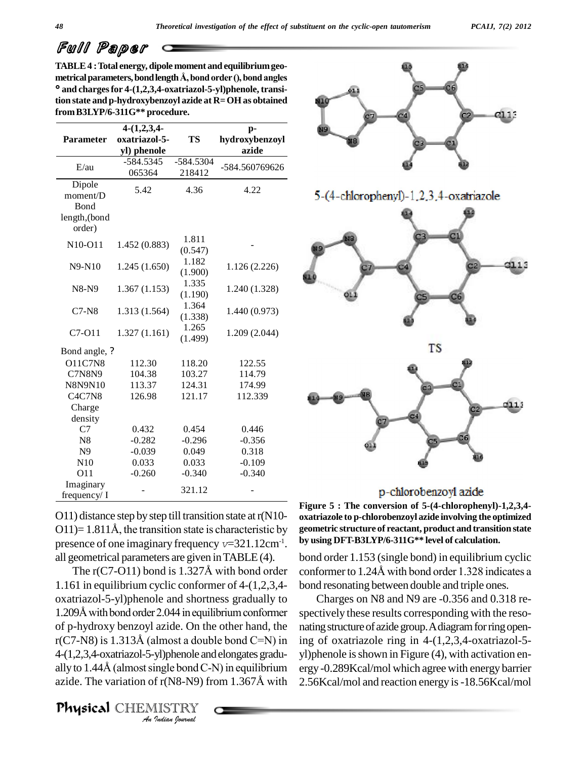## Full Paper

**TABLE 4 : Total energy, dipole moment and equilibrium geometrical parameters, bond length Å, bond order (), bond angles ° and charges for 4-(1,2,3,4-oxatriazol-5-yl)phenole, transition state and p-hydroxybenzoyl azide at R= OH as obtained from B3LYP/6-311G** procedure.**

| Parameter | 4-(1,2,3,4-oxatriazol-5-yl) phenole | TS | p-hydroxybenzoyl azide |
|---|---|---|---|
| E/au | -584.5345065364 | -584.5304218412 | -584.560769626 |
| Dipole moment/D | 5.42 | 4.36 | 4.22 |
| Bond length,(bond order) | | | |
| N10-O11 | 1.452 (0.883) | 1.811 (0.547) | - |
| N9-N10 | 1.245 (1.650) | 1.182 (1.900) | 1.126 (2.226) |
| N8-N9 | 1.367 (1.153) | 1.335 (1.190) | 1.240 (1.328) |
| C7-N8 | 1.313 (1.564) | 1.364 (1.338) | 1.440 (0.973) |
| C7-O11 | 1.327 (1.161) | 1.265 (1.499) | 1.209 (2.044) |
| Bond angle, ? | | | |
| O11C7N8 | 112.30 | 118.20 | 122.55 |
| C7N8N9 | 104.38 | 103.27 | 114.79 |
| N8N9N10 | 113.37 | 124.31 | 174.99 |
| C4C7N8 | 126.98 | 121.17 | 112.339 |
| Charge density | | | |
| C7 | 0.432 | 0.454 | 0.446 |
| N8 | -0.282 | -0.296 | -0.356 |
| N9 | -0.039 | 0.049 | 0.318 |
| N10 | 0.033 | 0.033 | -0.109 |
| O11 | -0.260 | -0.340 | -0.340 |
| Imaginary frequency/ I | - | 321.12 | - |

O11) distance step by step till transition state at r(N10-O11)= 1.811Å, the transition state is characteristic by presence of one imaginary frequency $\nu$=321.12cm$^{-1}$. all geometrical parameters are given in TABLE (4).

The r(C7-O11) bond is 1.327Å with bond order 1.161 in equilibrium cyclic conformer of 4-(1,2,3,4-oxatriazol-5-yl)phenole and shortness gradually to 1.209Å with bond order 2.044 in equilibrium conformer of p-hydroxy benzoyl azide. On the other hand, the r(C7-N8) is 1.313Å (almost a double bond C=N) in 4-(1,2,3,4-oxatriazol-5-yl)phenole and elongates gradually to 1.44Å (almost single bond C-N) in equilibrium azide. The variation of r(N8-N9) from 1.367Å with bond order 1.153 (single bond) in equilibrium cyclic conformer to 1.24Å with bond order 1.328 indicates a bond resonating between double and triple ones.

5-(4-chlorophenyl)-1,2,3,4-oxatriazole

TS

p-chlorobenzoyl azide

**Figure 5 : The conversion of 5-(4-chlorophenyl)-1,2,3,4-oxatriazole to p-chlorobenzoyl azide involving the optimized geometric structure of reactant, product and transition state by using DFT-B3LYP/6-311G** level of calculation.**

Charges on N8 and N9 are -0.356 and 0.318 respectively these results corresponding with the resonating structure of azide group. A diagram for ring opening of oxatriazole ring in 4-(1,2,3,4-oxatriazol-5-yl)phenole is shown in Figure (4), with activation energy -0.289Kcal/mol which agree with energy barrier 2.56Kcal/mol and reaction energy is -18.56Kcal/mol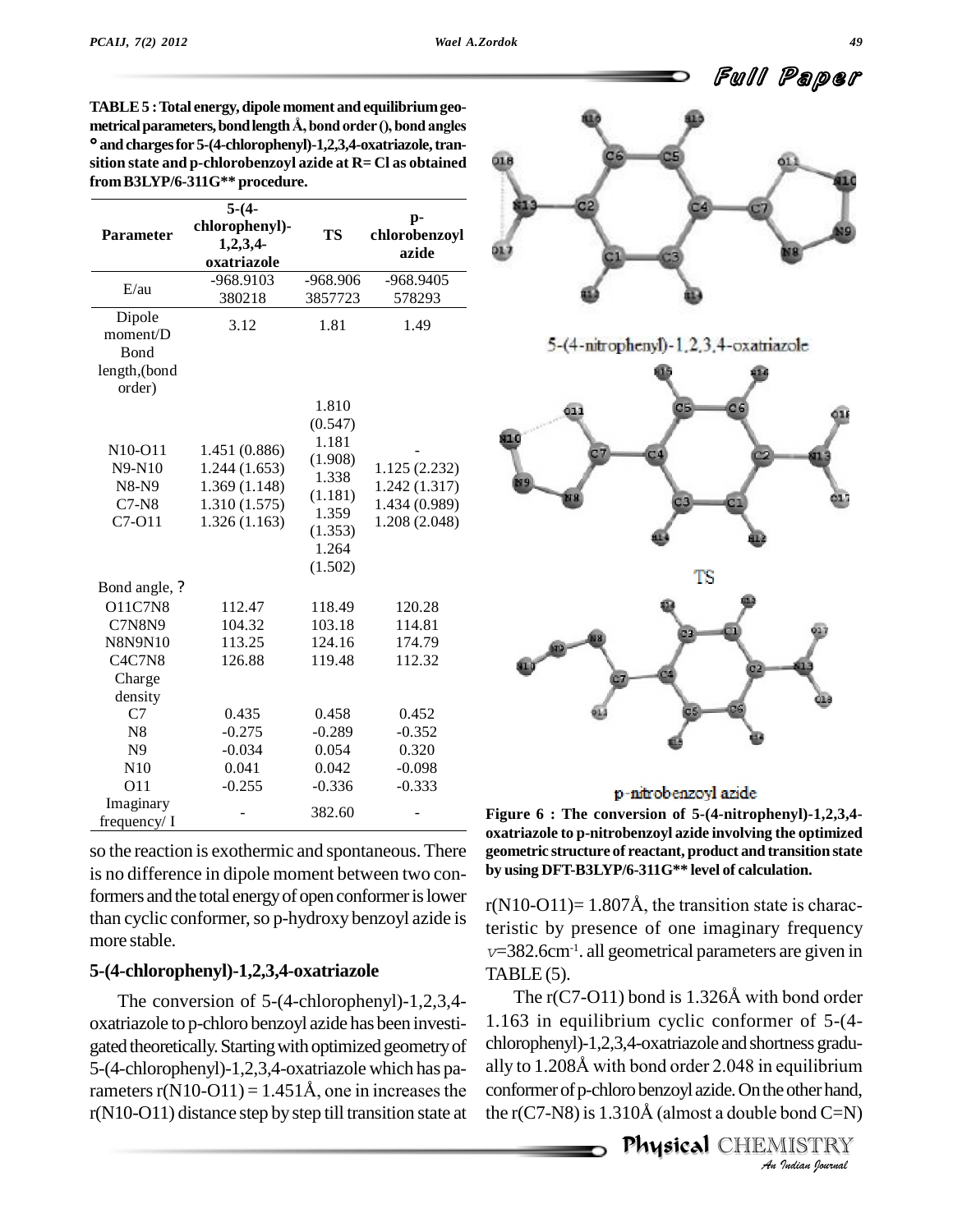**TABLE 5 : Total energy, dipole moment and equilibrium geometrical parameters, bond length Å, bond order (), bond angles ° and charges for 5-(4-chlorophenyl)-1,2,3,4-oxatriazole, transition state and p-chlorobenzoyl azide at R= Cl as obtained from B3LYP/6-311G** procedure.**

| Parameter | 5-(4-chlorophenyl)-1,2,3,4-oxatriazole | TS | p-chlorobenzoyl azide |
|---|---|---|---|
| E/au | -968.9103380218 | -968.9063857723 | -968.9405578293 |
| Dipole moment/D | 3.12 | 1.81 | 1.49 |
| Bond length,(bond order) | | | |
| N10-O11 | 1.451 (0.886) | 1.810 (0.547) | - |
| N9-N10 | 1.244 (1.653) | 1.181 (1.908) | 1.125 (2.232) |
| N8-N9 | 1.369 (1.148) | 1.338 (1.181) | 1.242 (1.317) |
| C7-N8 | 1.310 (1.575) | 1.359 (1.353) | 1.434 (0.989) |
| C7-O11 | 1.326 (1.163) | 1.264 (1.502) | 1.208 (2.048) |
| Bond angle, ? | | | |
| O11C7N8 | 112.47 | 118.49 | 120.28 |
| C7N8N9 | 104.32 | 103.18 | 114.81 |
| N8N9N10 | 113.25 | 124.16 | 174.79 |
| C4C7N8 | 126.88 | 119.48 | 112.32 |
| Charge density | | | |
| C7 | 0.435 | 0.458 | 0.452 |
| N8 | -0.275 | -0.289 | -0.352 |
| N9 | -0.034 | 0.054 | 0.320 |
| N10 | 0.041 | 0.042 | -0.098 |
| O11 | -0.255 | -0.336 | -0.333 |
| Imaginary frequency/ I | - | 382.60 | - |

so the reaction is exothermic and spontaneous. There is no difference in dipole moment between two conformers and the total energy of open conformer is lower than cyclic conformer, so p-hydroxy benzoyl azide is more stable.

## 5-(4-chlorophenyl)-1,2,3,4-oxatriazole

The conversion of 5-(4-chlorophenyl)-1,2,3,4-oxatriazole to p-chloro benzoyl azide has been investigated theoretically. Starting with optimized geometry of 5-(4-chlorophenyl)-1,2,3,4-oxatriazole which has parameters r(N10-O11) = 1.451Å, one in increases the r(N10-O11) distance step by step till transition state at r(N10-O11)= 1.807Å, the transition state is characteristic by presence of one imaginary frequency $\nu$=382.6cm$^{-1}$. all geometrical parameters are given in TABLE (5).

5-(4-nitrophenyl)-1,2,3,4-oxatriazole

TS

p-nitrobenzoyl azide

**Figure 6 : The conversion of 5-(4-nitrophenyl)-1,2,3,4-oxatriazole to p-nitrobenzoyl azide involving the optimized geometric structure of reactant, product and transition state by using DFT-B3LYP/6-311G** level of calculation.**

The r(C7-O11) bond is 1.326Å with bond order 1.163 in equilibrium cyclic conformer of 5-(4-chlorophenyl)-1,2,3,4-oxatriazole and shortness gradually to 1.208Å with bond order 2.048 in equilibrium conformer of p-chloro benzoyl azide. On the other hand, the r(C7-N8) is 1.310Å (almost a double bond C=N)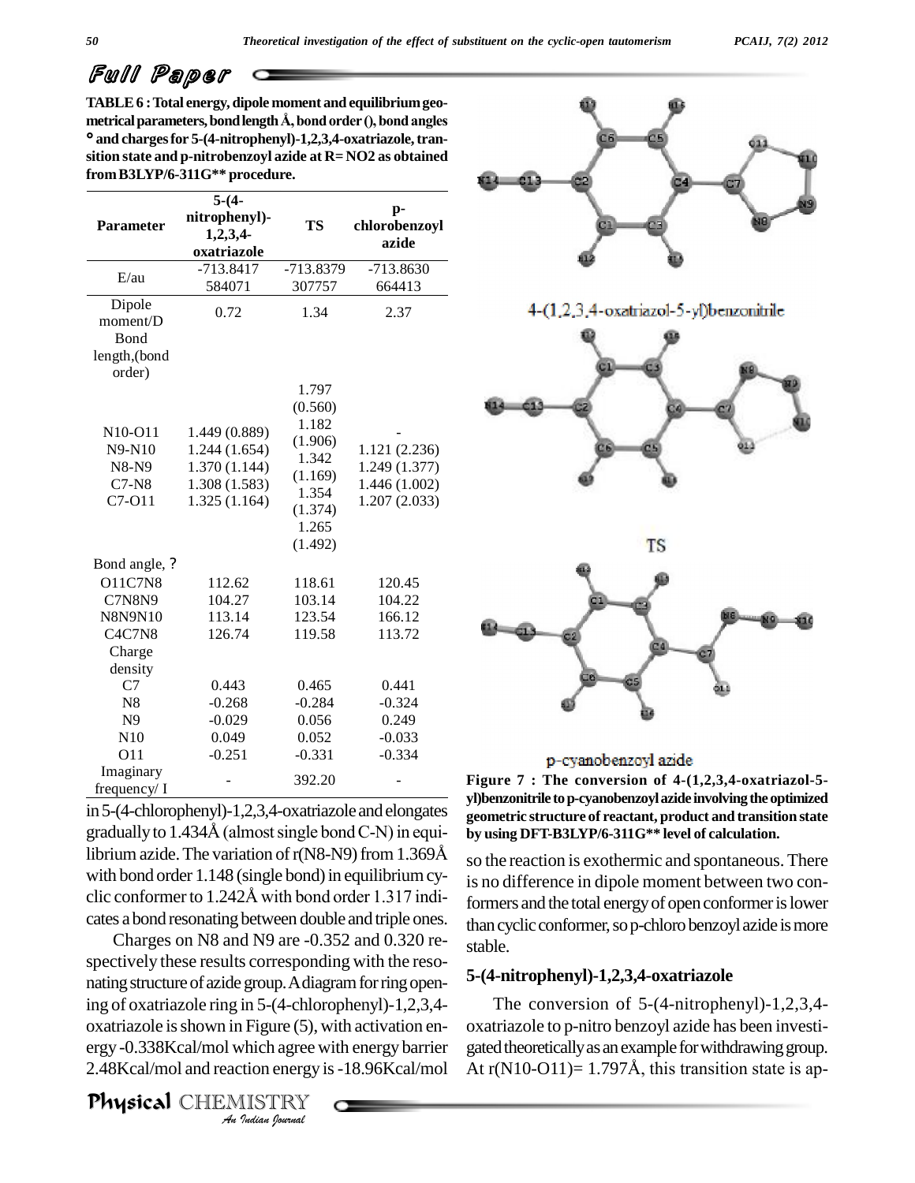## Full Paper

**TABLE 6 : Total energy, dipole moment and equilibrium geometrical parameters, bond length Å, bond order (), bond angles ° and charges for 5-(4-nitrophenyl)-1,2,3,4-oxatriazole, transition state and p-nitrobenzoyl azide at R= NO2 as obtained from B3LYP/6-311G** procedure.**

| Parameter | 5-(4-nitrophenyl)-1,2,3,4-oxatriazole | TS | p-chlorobenzoyl azide |
|---|---|---|---|
| E/au | -713.8417584071 | -713.8379307757 | -713.8630664413 |
| Dipole moment/D | 0.72 | 1.34 | 2.37 |
| Bond length,(bond order) | | | |
| N10-O11 | 1.449 (0.889) | 1.797 (0.560) | - |
| N9-N10 | 1.244 (1.654) | 1.182 (1.906) | 1.121 (2.236) |
| N8-N9 | 1.370 (1.144) | 1.342 (1.169) | 1.249 (1.377) |
| C7-N8 | 1.308 (1.583) | 1.354 (1.374) | 1.446 (1.002) |
| C7-O11 | 1.325 (1.164) | 1.265 (1.492) | 1.207 (2.033) |
| Bond angle, ? | | | |
| O11C7N8 | 112.62 | 118.61 | 120.45 |
| C7N8N9 | 104.27 | 103.14 | 104.22 |
| N8N9N10 | 113.14 | 123.54 | 166.12 |
| C4C7N8 | 126.74 | 119.58 | 113.72 |
| Charge density | | | |
| C7 | 0.443 | 0.465 | 0.441 |
| N8 | -0.268 | -0.284 | -0.324 |
| N9 | -0.029 | 0.056 | 0.249 |
| N10 | 0.049 | 0.052 | -0.033 |
| O11 | -0.251 | -0.331 | -0.334 |
| Imaginary frequency/ I | - | 392.20 | - |

in 5-(4-chlorophenyl)-1,2,3,4-oxatriazole and elongates gradually to 1.434Å (almost single bond C-N) in equilibrium azide. The variation of r(N8-N9) from 1.369Å with bond order 1.148 (single bond) in equilibrium cyclic conformer to 1.242Å with bond order 1.317 indicates a bond resonating between double and triple ones.

Charges on N8 and N9 are -0.352 and 0.320 respectively these results corresponding with the resonating structure of azide group. A diagram for ring opening of oxatriazole ring in 5-(4-chlorophenyl)-1,2,3,4-oxatriazole is shown in Figure (5), with activation energy -0.338Kcal/mol which agree with energy barrier 2.48Kcal/mol and reaction energy is -18.96Kcal/mol so the reaction is exothermic and spontaneous. There is no difference in dipole moment between two conformers and the total energy of open conformer is lower than cyclic conformer, so p-chloro benzoyl azide is more stable.

4-(1,2,3,4-oxatriazol-5-yl)benzonitrile

TS

p-cyanobenzoyl azide

**Figure 7 : The conversion of 4-(1,2,3,4-oxatriazol-5-yl)benzonitrile to p-cyanobenzoyl azide involving the optimized geometric structure of reactant, product and transition state by using DFT-B3LYP/6-311G** level of calculation.**

### 5-(4-nitrophenyl)-1,2,3,4-oxatriazole

The conversion of 5-(4-nitrophenyl)-1,2,3,4-oxatriazole to p-nitro benzoyl azide has been investigated theoretically as an example for withdrawing group. At r(N10-O11)= 1.797Å, this transition state is ap-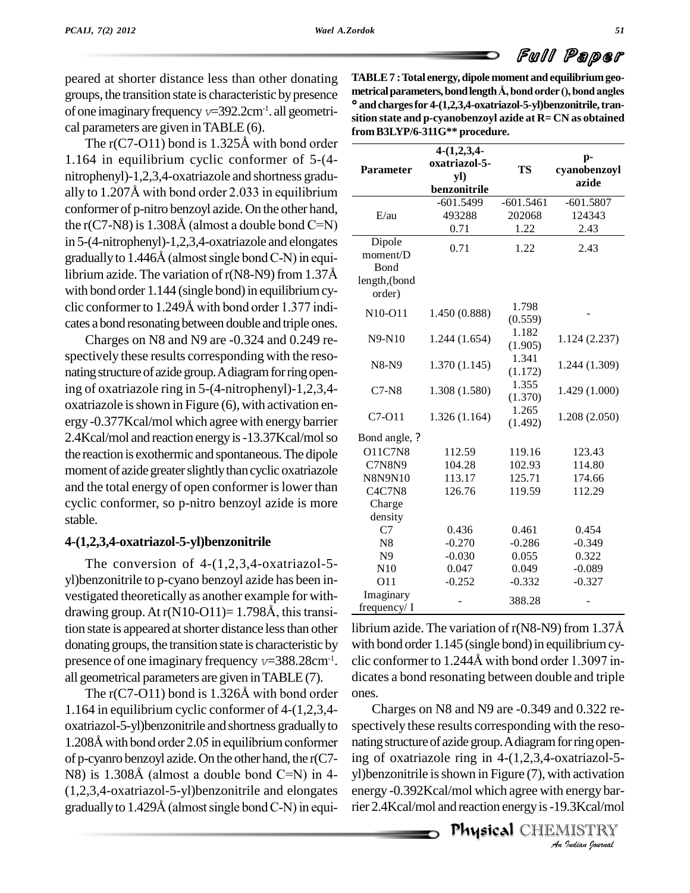peared at shorter distance less than other donating groups, the transition state is characteristic by presence of one imaginary frequency $\nu$=392.2cm$^{-1}$. all geometrical parameters are given in TABLE (6).

The r(C7-O11) bond is 1.325Å with bond order 1.164 in equilibrium cyclic conformer of 5-(4-nitrophenyl)-1,2,3,4-oxatriazole and shortness gradually to 1.207Å with bond order 2.033 in equilibrium conformer of p-nitro benzoyl azide. On the other hand, the r(C7-N8) is 1.308Å (almost a double bond C=N) in 5-(4-nitrophenyl)-1,2,3,4-oxatriazole and elongates gradually to 1.446Å (almost single bond C-N) in equilibrium azide. The variation of r(N8-N9) from 1.37Å with bond order 1.144 (single bond) in equilibrium cyclic conformer to 1.249Å with bond order 1.377 indicates a bond resonating between double and triple ones.

Charges on N8 and N9 are -0.324 and 0.249 respectively these results corresponding with the resonating structure of azide group. A diagram for ring opening of oxatriazole ring in 5-(4-nitrophenyl)-1,2,3,4-oxatriazole is shown in Figure (6), with activation energy -0.377Kcal/mol which agree with energy barrier 2.4Kcal/mol and reaction energy is -13.37Kcal/mol so the reaction is exothermic and spontaneous. The dipole moment of azide greater slightly than cyclic oxatriazole and the total energy of open conformer is lower than cyclic conformer, so p-nitro benzoyl azide is more stable.

## 4-(1,2,3,4-oxatriazol-5-yl)benzonitrile

The conversion of 4-(1,2,3,4-oxatriazol-5-yl)benzonitrile to p-cyano benzoyl azide has been investigated theoretically as another example for withdrawing group. At r(N10-O11)= 1.798Å, this transition state is appeared at shorter distance less than other donating groups, the transition state is characteristic by presence of one imaginary frequency $\nu$=388.28cm$^{-1}$. all geometrical parameters are given in TABLE (7).

The r(C7-O11) bond is 1.326Å with bond order 1.164 in equilibrium cyclic conformer of 4-(1,2,3,4-oxatriazol-5-yl)benzonitrile and shortness gradually to 1.208Å with bond order 2.05 in equilibrium conformer of p-cyanro benzoyl azide. On the other hand, the r(C7-N8) is 1.308Å (almost a double bond C=N) in 4-(1,2,3,4-oxatriazol-5-yl)benzonitrile and elongates gradually to 1.429Å (almost single bond C-N) in equilibrium azide. The variation of r(N8-N9) from 1.37Å with bond order 1.145 (single bond) in equilibrium cyclic conformer to 1.244Å with bond order 1.3097 indicates a bond resonating between double and triple ones.

Charges on N8 and N9 are -0.349 and 0.322 respectively these results corresponding with the resonating structure of azide group. A diagram for ring opening of oxatriazole ring in 4-(1,2,3,4-oxatriazol-5-yl)benzonitrile is shown in Figure (7), with activation energy -0.392Kcal/mol which agree with energy barrier 2.4Kcal/mol and reaction energy is -19.3Kcal/mol

**TABLE 7 : Total energy, dipole moment and equilibrium geometrical parameters, bond length Å, bond order (), bond angles ° and charges for 4-(1,2,3,4-oxatriazol-5-yl)benzonitrile, transition state and p-cyanobenzoyl azide at R= CN as obtained from B3LYP/6-311G\*\* procedure.**

| Parameter | 4-(1,2,3,4-oxatriazol-5-yl) benzonitrile | TS | p-cyanobenzoyl azide |
|---|---|---|---|
| E/au | -601.5499 493288 0.71 | -601.5461 202068 1.22 | -601.5807 124343 2.43 |
| Dipole moment/D | 0.71 | 1.22 | 2.43 |
| Bond length,(bond order) | | | |
| N10-O11 | 1.450 (0.888) | 1.798 (0.559) | - |
| N9-N10 | 1.244 (1.654) | 1.182 (1.905) | 1.124 (2.237) |
| N8-N9 | 1.370 (1.145) | 1.341 (1.172) | 1.244 (1.309) |
| C7-N8 | 1.308 (1.580) | 1.355 (1.370) | 1.429 (1.000) |
| C7-O11 | 1.326 (1.164) | 1.265 (1.492) | 1.208 (2.050) |
| Bond angle, ? | | | |
| O11C7N8 | 112.59 | 119.16 | 123.43 |
| C7N8N9 | 104.28 | 102.93 | 114.80 |
| N8N9N10 | 113.17 | 125.71 | 174.66 |
| C4C7N8 | 126.76 | 119.59 | 112.29 |
| Charge density | | | |
| C7 | 0.436 | 0.461 | 0.454 |
| N8 | -0.270 | -0.286 | -0.349 |
| N9 | -0.030 | 0.055 | 0.322 |
| N10 | 0.047 | 0.049 | -0.089 |
| O11 | -0.252 | -0.332 | -0.327 |
| Imaginary frequency/ I | - | 388.28 | - |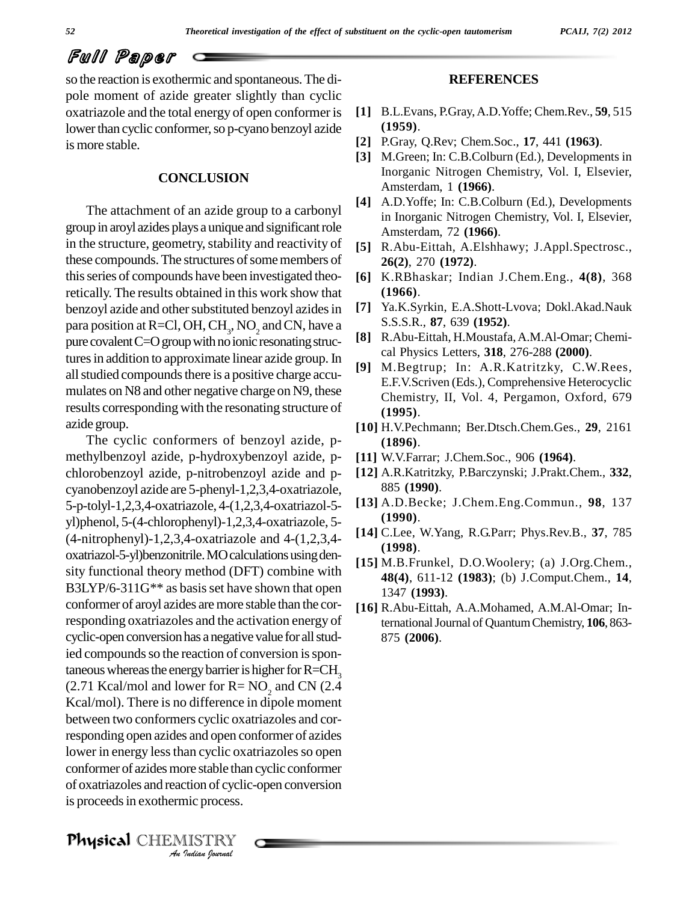so the reaction is exothermic and spontaneous. The dipole moment of azide greater slightly than cyclic oxatriazole and the total energy of open conformer is lower than cyclic conformer, so p-cyano benzoyl azide is more stable.

## CONCLUSION

The attachment of an azide group to a carbonyl group in aroyl azides plays a unique and significant role in the structure, geometry, stability and reactivity of these compounds. The structures of some members of this series of compounds have been investigated theoretically. The results obtained in this work show that benzoyl azide and other substituted benzoyl azides in para position at R=Cl, OH, $CH_3$, $NO_2$ and CN, have a pure covalent C=O group with no ionic resonating structures in addition to approximate linear azide group. In all studied compounds there is a positive charge accumulates on N8 and other negative charge on N9, these results corresponding with the resonating structure of azide group.

The cyclic conformers of benzoyl azide, p-methylbenzoyl azide, p-hydroxybenzoyl azide, p-chlorobenzoyl azide, p-nitrobenzoyl azide and p-cyanobenzoyl azide are 5-phenyl-1,2,3,4-oxatriazole, 5-p-tolyl-1,2,3,4-oxatriazole, 4-(1,2,3,4-oxatriazol-5-yl)phenol, 5-(4-chlorophenyl)-1,2,3,4-oxatriazole, 5-(4-nitrophenyl)-1,2,3,4-oxatriazole and 4-(1,2,3,4-oxatriazol-5-yl)benzonitrile. MO calculations using density functional theory method (DFT) combine with B3LYP/6-311G** as basis set have shown that open conformer of aroyl azides are more stable than the corresponding oxatriazoles and the activation energy of cyclic-open conversion has a negative value for all studied compounds so the reaction of conversion is spontaneous whereas the energy barrier is higher for R=$CH_3$ (2.71 Kcal/mol and lower for R= $NO_2$ and CN (2.4 Kcal/mol). There is no difference in dipole moment between two conformers cyclic oxatriazoles and corresponding open azides and open conformer of azides lower in energy less than cyclic oxatriazoles so open conformer of azides more stable than cyclic conformer of oxatriazoles and reaction of cyclic-open conversion is proceeds in exothermic process.

## REFERENCES

[1] B.L.Evans, P.Gray, A.D.Yoffe; Chem.Rev., **59**, 515 **(1959)**.

[2] P.Gray, Q.Rev; Chem.Soc., **17**, 441 **(1963)**.

[3] M.Green; In: C.B.Colburn (Ed.), Developments in Inorganic Nitrogen Chemistry, Vol. I, Elsevier, Amsterdam, 1 **(1966)**.

[4] A.D.Yoffe; In: C.B.Colburn (Ed.), Developments in Inorganic Nitrogen Chemistry, Vol. I, Elsevier, Amsterdam, 72 **(1966)**.

[5] R.Abu-Eittah, A.Elshhawy; J.Appl.Spectrosc., **26(2)**, 270 **(1972)**.

[6] K.RBhaskar; Indian J.Chem.Eng., **4(8)**, 368 **(1966)**.

[7] Ya.K.Syrkin, E.A.Shott-Lvova; Dokl.Akad.Nauk S.S.S.R., **87**, 639 **(1952)**.

[8] R.Abu-Eittah, H.Moustafa, A.M.Al-Omar; Chemical Physics Letters, **318**, 276-288 **(2000)**.

[9] M.Begtrup; In: A.R.Katritzky, C.W.Rees, E.F.V.Scriven (Eds.), Comprehensive Heterocyclic Chemistry, II, Vol. 4, Pergamon, Oxford, 679 **(1995)**.

[10] H.V.Pechmann; Ber.Dtsch.Chem.Ges., **29**, 2161 **(1896)**.

[11] W.V.Farrar; J.Chem.Soc., 906 **(1964)**.

[12] A.R.Katritzky, P.Barczynski; J.Prakt.Chem., **332**, 885 **(1990)**.

[13] A.D.Becke; J.Chem.Eng.Commun., **98**, 137 **(1990)**.

[14] C.Lee, W.Yang, R.G.Parr; Phys.Rev.B., **37**, 785 **(1998)**.

[15] M.B.Frunkel, D.O.Woolery; (a) J.Org.Chem., **48(4)**, 611-12 **(1983)**; (b) J.Comput.Chem., **14**, 1347 **(1993)**.

[16] R.Abu-Eittah, A.A.Mohamed, A.M.Al-Omar; International Journal of Quantum Chemistry, **106**, 863-875 **(2006)**.